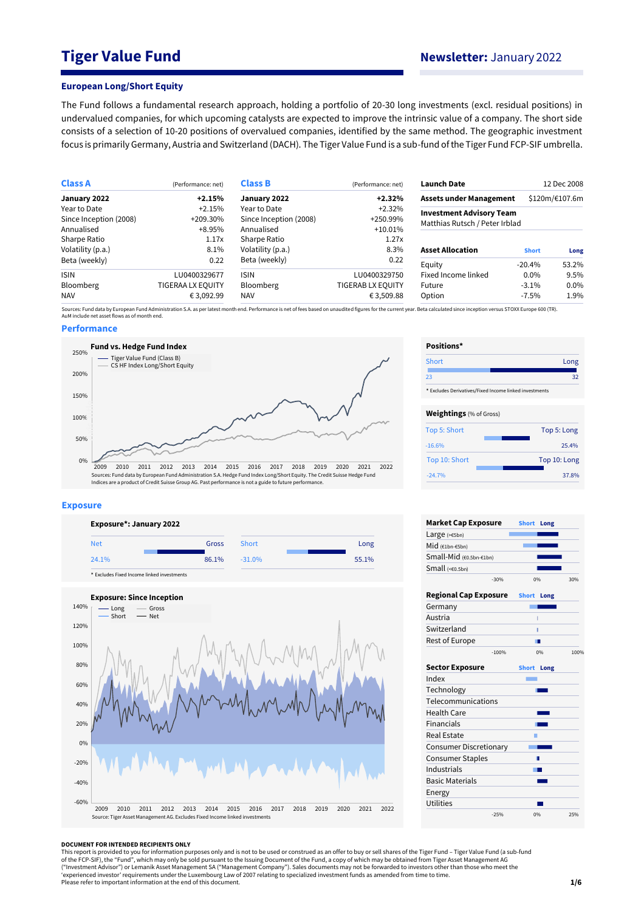# Tiger Value Fund

## Newsletter: January 2022

### European Long/Short Equity

The Fund follows a fundamental research approach, holding a portfolio of 20-30 long investments (excl. residual positions) in undervalued companies, for which upcoming catalysts are expected to improve the intrinsic value of a company. The short side consists of a selection of 10-20 positions of overvalued companies, identified by the same method. The geographic investment focus is primarily Germany, Austria and Switzerland (DACH). The Tiger Value Fund is a sub-fund of the Tiger Fund FCP-SIF umbrella.

| **Class A** | (Performance: net) |
|---|---|
| **January 2022** | **+2.15%** |
| Year to Date | +2.15% |
| Since Inception (2008) | +209.30% |
| Annualised | +8.95% |
| Sharpe Ratio | 1.17x |
| Volatility (p.a.) | 8.1% |
| Beta (weekly) | 0.22 |
| ISIN | LU0400329677 |
| Bloomberg | TIGERAA LX EQUITY |
| NAV | € 3,092.99 |

| **Class B** | (Performance: net) |
|---|---|
| **January 2022** | **+2.32%** |
| Year to Date | +2.32% |
| Since Inception (2008) | +250.99% |
| Annualised | +10.01% |
| Sharpe Ratio | 1.27x |
| Volatility (p.a.) | 8.3% |
| Beta (weekly) | 0.22 |
| ISIN | LU0400329750 |
| Bloomberg | TIGERAB LX EQUITY |
| NAV | € 3,509.88 |

| **Launch Date** | 12 Dec 2008 |
|---|---|
| **Assets under Management** | $120m/€107.6m |
| **Investment Advisory Team** | Matthias Rutsch / Peter Irblad |

| **Asset Allocation** | Short | Long |
|---|---|---|
| Equity | -20.4% | 53.2% |
| Fixed Income linked | 0.0% | 9.5% |
| Future | -3.1% | 0.0% |
| Option | -7.5% | 1.9% |

Sources: Fund data by European Fund Administration S.A. as per latest month end. Performance is net of fees based on unaudited figures for the current year. Beta calculated since inception versus STOXX Europe 600 (TR). AuM include net asset flows as of month end.

## Performance

**Fund vs. Hedge Fund Index**

Sources: Fund data by European Fund Administration S.A. Hedge Fund Index Long/Short Equity. The Credit Suisse Hedge Fund Indices are a product of Credit Suisse Group AG. Past performance is not a guide to future performance.

**Positions***

| Short | Long |
|---|---|
| 23 | 32 |

\* Excludes Derivatives/Fixed Income linked investments

**Weightings** (% of Gross)

| | Short | Long |
|---|---|---|
| Top 5 | -16.6% | 25.4% |
| Top 10 | -24.7% | 37.8% |

## Exposure

**Exposure*: January 2022**

| Net | Gross | Short | Long |
|---|---|---|---|
| 24.1% | 86.1% | -31.0% | 55.1% |

\* Excludes Fixed Income linked investments

**Exposure: Since Inception**

Source: Tiger Asset Management AG. Excludes Fixed Income linked investments

**Market Cap Exposure** (Short / Long): Large (>€5bn), Mid (€1bn-€5bn), Small-Mid (€0.5bn-€1bn), Small (<€0.5bn)

**Regional Cap Exposure** (Short / Long): Germany, Austria, Switzerland, Rest of Europe

**Sector Exposure** (Short / Long): Index, Technology, Telecommunications, Health Care, Financials, Real Estate, Consumer Discretionary, Consumer Staples, Industrials, Basic Materials, Energy, Utilities

**DOCUMENT FOR INTENDED RECIPIENTS ONLY**
This report is provided to you for information purposes only and is not to be used or considered as an offer to buy or sell shares of the Tiger Fund – Tiger Value Fund (a sub-fund of the FCP-SIF), the "Fund", which may only be sold pursuant to the Issuing Document of the Fund, a copy of which may be obtained from Tiger Asset Management AG ("Investment Advisor") or Lemanik Asset Management SA ("Management Company"). Sales documents may not be forwarded to investors other than those who meet the 'experienced investor' requirements under the Luxembourg Law of 2007 relating to specialized investment funds as amended from time to time.
Please refer to important information at the end of this document.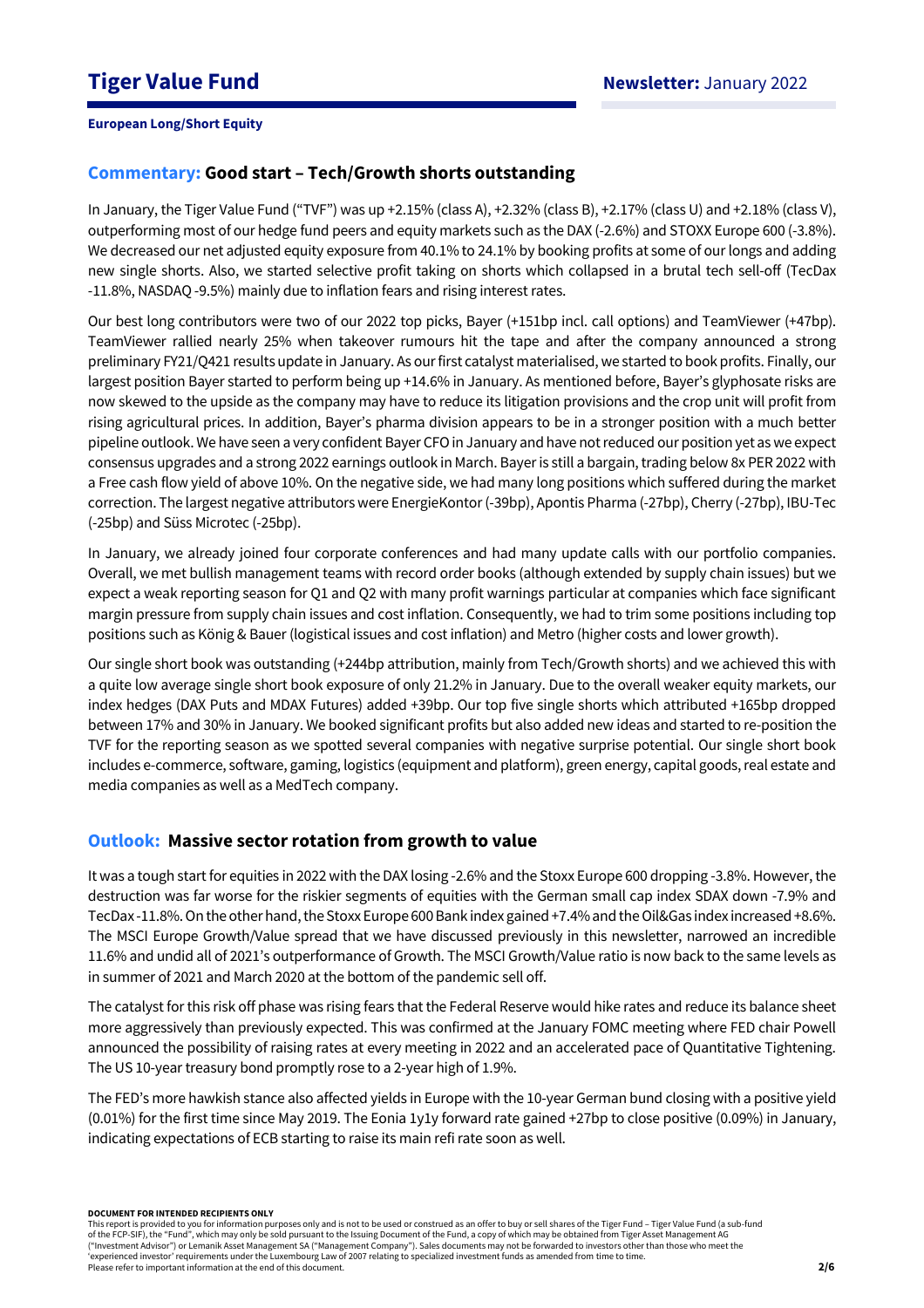## Commentary: Good start – Tech/Growth shorts outstanding

In January, the Tiger Value Fund ("TVF") was up +2.15% (class A), +2.32% (class B), +2.17% (class U) and +2.18% (class V), outperforming most of our hedge fund peers and equity markets such as the DAX (-2.6%) and STOXX Europe 600 (-3.8%). We decreased our net adjusted equity exposure from 40.1% to 24.1% by booking profits at some of our longs and adding new single shorts. Also, we started selective profit taking on shorts which collapsed in a brutal tech sell-off (TecDax -11.8%, NASDAQ -9.5%) mainly due to inflation fears and rising interest rates.

Our best long contributors were two of our 2022 top picks, Bayer (+151bp incl. call options) and TeamViewer (+47bp). TeamViewer rallied nearly 25% when takeover rumours hit the tape and after the company announced a strong preliminary FY21/Q421 results update in January. As our first catalyst materialised, we started to book profits. Finally, our largest position Bayer started to perform being up +14.6% in January. As mentioned before, Bayer's glyphosate risks are now skewed to the upside as the company may have to reduce its litigation provisions and the crop unit will profit from rising agricultural prices. In addition, Bayer's pharma division appears to be in a stronger position with a much better pipeline outlook. We have seen a very confident Bayer CFO in January and have not reduced our position yet as we expect consensus upgrades and a strong 2022 earnings outlook in March. Bayer is still a bargain, trading below 8x PER 2022 with a Free cash flow yield of above 10%. On the negative side, we had many long positions which suffered during the market correction. The largest negative attributors were EnergieKontor (-39bp), Apontis Pharma (-27bp), Cherry (-27bp), IBU-Tec (-25bp) and Süss Microtec (-25bp).

In January, we already joined four corporate conferences and had many update calls with our portfolio companies. Overall, we met bullish management teams with record order books (although extended by supply chain issues) but we expect a weak reporting season for Q1 and Q2 with many profit warnings particular at companies which face significant margin pressure from supply chain issues and cost inflation. Consequently, we had to trim some positions including top positions such as König & Bauer (logistical issues and cost inflation) and Metro (higher costs and lower growth).

Our single short book was outstanding (+244bp attribution, mainly from Tech/Growth shorts) and we achieved this with a quite low average single short book exposure of only 21.2% in January. Due to the overall weaker equity markets, our index hedges (DAX Puts and MDAX Futures) added +39bp. Our top five single shorts which attributed +165bp dropped between 17% and 30% in January. We booked significant profits but also added new ideas and started to re-position the TVF for the reporting season as we spotted several companies with negative surprise potential. Our single short book includes e-commerce, software, gaming, logistics (equipment and platform), green energy, capital goods, real estate and media companies as well as a MedTech company.

## Outlook: Massive sector rotation from growth to value

It was a tough start for equities in 2022 with the DAX losing -2.6% and the Stoxx Europe 600 dropping -3.8%. However, the destruction was far worse for the riskier segments of equities with the German small cap index SDAX down -7.9% and TecDax -11.8%. On the other hand, the Stoxx Europe 600 Bank index gained +7.4% and the Oil&Gas index increased +8.6%. The MSCI Europe Growth/Value spread that we have discussed previously in this newsletter, narrowed an incredible 11.6% and undid all of 2021's outperformance of Growth. The MSCI Growth/Value ratio is now back to the same levels as in summer of 2021 and March 2020 at the bottom of the pandemic sell off.

The catalyst for this risk off phase was rising fears that the Federal Reserve would hike rates and reduce its balance sheet more aggressively than previously expected. This was confirmed at the January FOMC meeting where FED chair Powell announced the possibility of raising rates at every meeting in 2022 and an accelerated pace of Quantitative Tightening. The US 10-year treasury bond promptly rose to a 2-year high of 1.9%.

The FED's more hawkish stance also affected yields in Europe with the 10-year German bund closing with a positive yield (0.01%) for the first time since May 2019. The Eonia 1y1y forward rate gained +27bp to close positive (0.09%) in January, indicating expectations of ECB starting to raise its main refi rate soon as well.

**DOCUMENT FOR INTENDED RECIPIENTS ONLY**
This report is provided to you for information purposes only and is not to be used or construed as an offer to buy or sell shares of the Tiger Fund – Tiger Value Fund (a sub-fund of the FCP-SIF), the "Fund", which may only be sold pursuant to the Issuing Document of the Fund, a copy of which may be obtained from Tiger Asset Management AG ("Investment Advisor") or Lemanik Asset Management SA ("Management Company"). Sales documents may not be forwarded to investors other than those who meet the 'experienced investor' requirements under the Luxembourg Law of 2007 relating to specialized investment funds as amended from time to time.
Please refer to important information at the end of this document.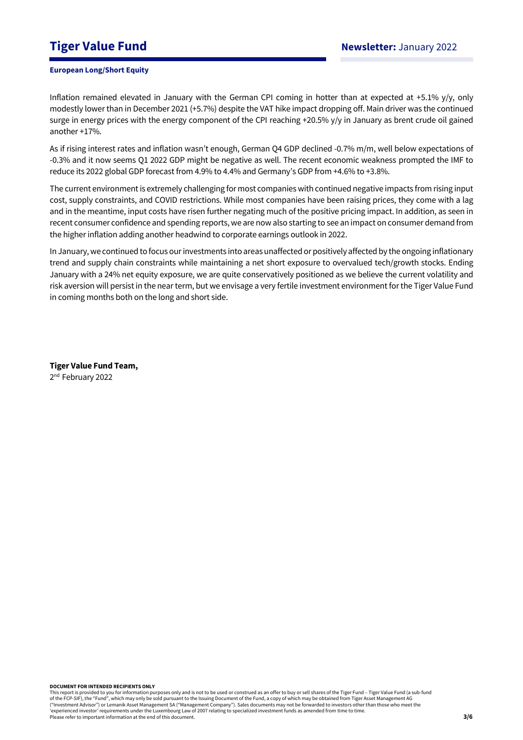Inflation remained elevated in January with the German CPI coming in hotter than at expected at +5.1% y/y, only modestly lower than in December 2021 (+5.7%) despite the VAT hike impact dropping off. Main driver was the continued surge in energy prices with the energy component of the CPI reaching +20.5% y/y in January as brent crude oil gained another +17%.

As if rising interest rates and inflation wasn't enough, German Q4 GDP declined -0.7% m/m, well below expectations of -0.3% and it now seems Q1 2022 GDP might be negative as well. The recent economic weakness prompted the IMF to reduce its 2022 global GDP forecast from 4.9% to 4.4% and Germany's GDP from +4.6% to +3.8%.

The current environment is extremely challenging for most companies with continued negative impacts from rising input cost, supply constraints, and COVID restrictions. While most companies have been raising prices, they come with a lag and in the meantime, input costs have risen further negating much of the positive pricing impact. In addition, as seen in recent consumer confidence and spending reports, we are now also starting to see an impact on consumer demand from the higher inflation adding another headwind to corporate earnings outlook in 2022.

In January, we continued to focus our investments into areas unaffected or positively affected by the ongoing inflationary trend and supply chain constraints while maintaining a net short exposure to overvalued tech/growth stocks. Ending January with a 24% net equity exposure, we are quite conservatively positioned as we believe the current volatility and risk aversion will persist in the near term, but we envisage a very fertile investment environment for the Tiger Value Fund in coming months both on the long and short side.

**Tiger Value Fund Team,**
2nd February 2022

**DOCUMENT FOR INTENDED RECIPIENTS ONLY**
This report is provided to you for information purposes only and is not to be used or construed as an offer to buy or sell shares of the Tiger Fund – Tiger Value Fund (a sub-fund of the FCP-SIF), the "Fund", which may only be sold pursuant to the Issuing Document of the Fund, a copy of which may be obtained from Tiger Asset Management AG ("Investment Advisor") or Lemanik Asset Management SA ("Management Company"). Sales documents may not be forwarded to investors other than those who meet the 'experienced investor' requirements under the Luxembourg Law of 2007 relating to specialized investment funds as amended from time to time.
Please refer to important information at the end of this document.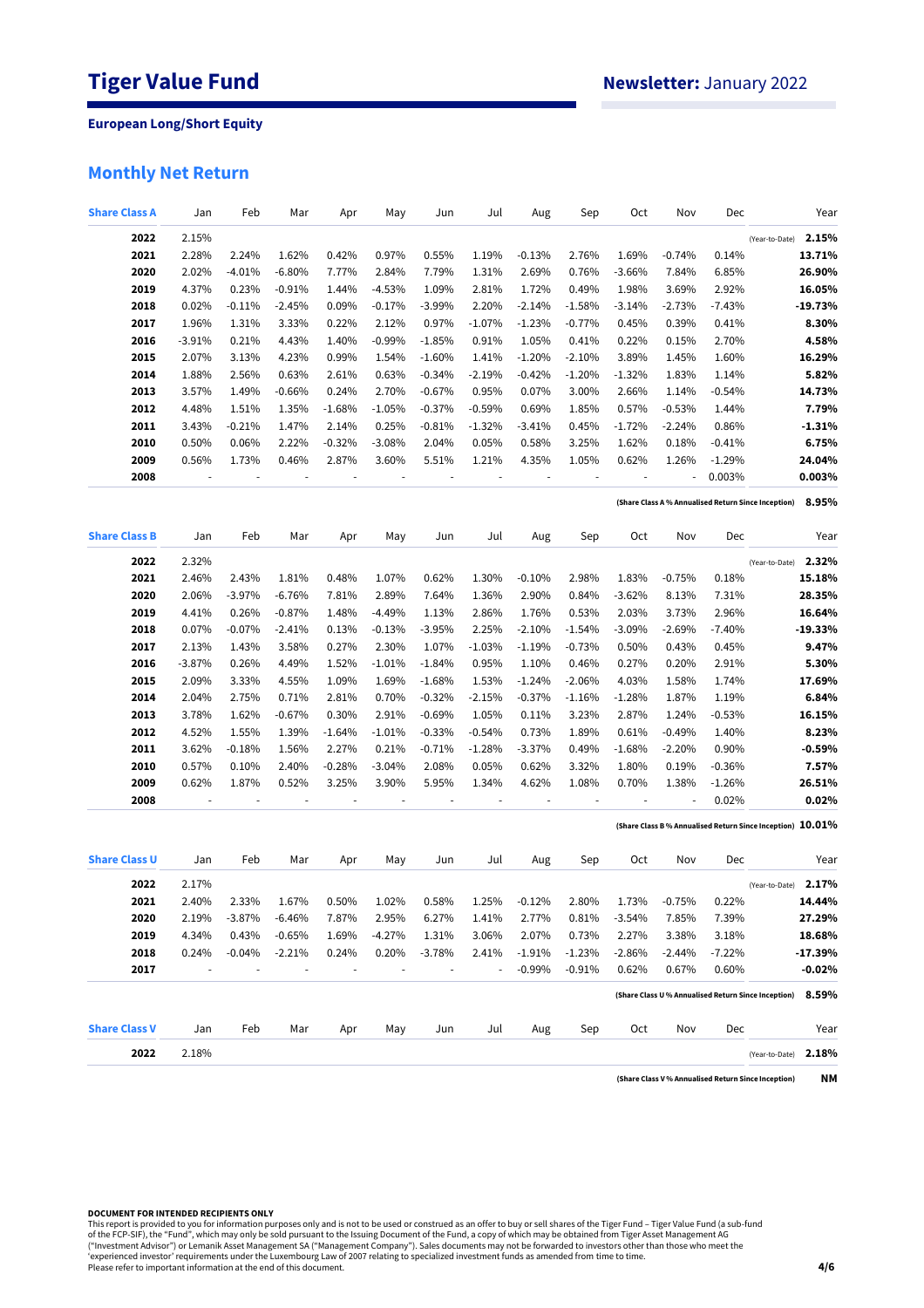# Tiger Value Fund

**Newsletter:** January 2022

**European Long/Short Equity**

## Monthly Net Return

| Share Class A | Jan | Feb | Mar | Apr | May | Jun | Jul | Aug | Sep | Oct | Nov | Dec | Year |
|---|---|---|---|---|---|---|---|---|---|---|---|---|---|
| **2022** | 2.15% | | | | | | | | | | | | (Year-to-Date) **2.15%** |
| **2021** | 2.28% | 2.24% | 1.62% | 0.42% | 0.97% | 0.55% | 1.19% | -0.13% | 2.76% | 1.69% | -0.74% | 0.14% | **13.71%** |
| **2020** | 2.02% | -4.01% | -6.80% | 7.77% | 2.84% | 7.79% | 1.31% | 2.69% | 0.76% | -3.66% | 7.84% | 6.85% | **26.90%** |
| **2019** | 4.37% | 0.23% | -0.91% | 1.44% | -4.53% | 1.09% | 2.81% | 1.72% | 0.49% | 1.98% | 3.69% | 2.92% | **16.05%** |
| **2018** | 0.02% | -0.11% | -2.45% | 0.09% | -0.17% | -3.99% | 2.20% | -2.14% | -1.58% | -3.14% | -2.73% | -7.43% | **-19.73%** |
| **2017** | 1.96% | 1.31% | 3.33% | 0.22% | 2.12% | 0.97% | -1.07% | -1.23% | -0.77% | 0.45% | 0.39% | 0.41% | **8.30%** |
| **2016** | -3.91% | 0.21% | 4.43% | 1.40% | -0.99% | -1.85% | 0.91% | 1.05% | 0.41% | 0.22% | 0.15% | 2.70% | **4.58%** |
| **2015** | 2.07% | 3.13% | 4.23% | 0.99% | 1.54% | -1.60% | 1.41% | -1.20% | -2.10% | 3.89% | 1.45% | 1.60% | **16.29%** |
| **2014** | 1.88% | 2.56% | 0.63% | 2.61% | 0.63% | -0.34% | -2.19% | -0.42% | -1.20% | -1.32% | 1.83% | 1.14% | **5.82%** |
| **2013** | 3.57% | 1.49% | -0.66% | 0.24% | 2.70% | -0.67% | 0.95% | 0.07% | 3.00% | 2.66% | 1.14% | -0.54% | **14.73%** |
| **2012** | 4.48% | 1.51% | 1.35% | -1.68% | -1.05% | -0.37% | -0.59% | 0.69% | 1.85% | 0.57% | -0.53% | 1.44% | **7.79%** |
| **2011** | 3.43% | -0.21% | 1.47% | 2.14% | 0.25% | -0.81% | -1.32% | -3.41% | 0.45% | -1.72% | -2.24% | 0.86% | **-1.31%** |
| **2010** | 0.50% | 0.06% | 2.22% | -0.32% | -3.08% | 2.04% | 0.05% | 0.58% | 3.25% | 1.62% | 0.18% | -0.41% | **6.75%** |
| **2009** | 0.56% | 1.73% | 0.46% | 2.87% | 3.60% | 5.51% | 1.21% | 4.35% | 1.05% | 0.62% | 1.26% | -1.29% | **24.04%** |
| **2008** | - | - | - | - | - | - | - | - | - | - | - | 0.003% | **0.003%** |

**(Share Class A % Annualised Return Since Inception) 8.95%**

| Share Class B | Jan | Feb | Mar | Apr | May | Jun | Jul | Aug | Sep | Oct | Nov | Dec | Year |
|---|---|---|---|---|---|---|---|---|---|---|---|---|---|
| **2022** | 2.32% | | | | | | | | | | | | (Year-to-Date) **2.32%** |
| **2021** | 2.46% | 2.43% | 1.81% | 0.48% | 1.07% | 0.62% | 1.30% | -0.10% | 2.98% | 1.83% | -0.75% | 0.18% | **15.18%** |
| **2020** | 2.06% | -3.97% | -6.76% | 7.81% | 2.89% | 7.64% | 1.36% | 2.90% | 0.84% | -3.62% | 8.13% | 7.31% | **28.35%** |
| **2019** | 4.41% | 0.26% | -0.87% | 1.48% | -4.49% | 1.13% | 2.86% | 1.76% | 0.53% | 2.03% | 3.73% | 2.96% | **16.64%** |
| **2018** | 0.07% | -0.07% | -2.41% | 0.13% | -0.13% | -3.95% | 2.25% | -2.10% | -1.54% | -3.09% | -2.69% | -7.40% | **-19.33%** |
| **2017** | 2.13% | 1.43% | 3.58% | 0.27% | 2.30% | 1.07% | -1.03% | -1.19% | -0.73% | 0.50% | 0.43% | 0.45% | **9.47%** |
| **2016** | -3.87% | 0.26% | 4.49% | 1.52% | -1.01% | -1.84% | 0.95% | 1.10% | 0.46% | 0.27% | 0.20% | 2.91% | **5.30%** |
| **2015** | 2.09% | 3.33% | 4.55% | 1.09% | 1.69% | -1.68% | 1.53% | -1.24% | -2.06% | 4.03% | 1.58% | 1.74% | **17.69%** |
| **2014** | 2.04% | 2.75% | 0.71% | 2.81% | 0.70% | -0.32% | -2.15% | -0.37% | -1.16% | -1.28% | 1.87% | 1.19% | **6.84%** |
| **2013** | 3.78% | 1.62% | -0.67% | 0.30% | 2.91% | -0.69% | 1.05% | 0.11% | 3.23% | 2.87% | 1.24% | -0.53% | **16.15%** |
| **2012** | 4.52% | 1.55% | 1.39% | -1.64% | -1.01% | -0.33% | -0.54% | 0.73% | 1.89% | 0.61% | -0.49% | 1.40% | **8.23%** |
| **2011** | 3.62% | -0.18% | 1.56% | 2.27% | 0.21% | -0.71% | -1.28% | -3.37% | 0.49% | -1.68% | -2.20% | 0.90% | **-0.59%** |
| **2010** | 0.57% | 0.10% | 2.40% | -0.28% | -3.04% | 2.08% | 0.05% | 0.62% | 3.32% | 1.80% | 0.19% | -0.36% | **7.57%** |
| **2009** | 0.62% | 1.87% | 0.52% | 3.25% | 3.90% | 5.95% | 1.34% | 4.62% | 1.08% | 0.70% | 1.38% | -1.26% | **26.51%** |
| **2008** | - | - | - | - | - | - | - | - | - | - | - | 0.02% | **0.02%** |

**(Share Class B % Annualised Return Since Inception) 10.01%**

| Share Class U | Jan | Feb | Mar | Apr | May | Jun | Jul | Aug | Sep | Oct | Nov | Dec | Year |
|---|---|---|---|---|---|---|---|---|---|---|---|---|---|
| **2022** | 2.17% | | | | | | | | | | | | (Year-to-Date) **2.17%** |
| **2021** | 2.40% | 2.33% | 1.67% | 0.50% | 1.02% | 0.58% | 1.25% | -0.12% | 2.80% | 1.73% | -0.75% | 0.22% | **14.44%** |
| **2020** | 2.19% | -3.87% | -6.46% | 7.87% | 2.95% | 6.27% | 1.41% | 2.77% | 0.81% | -3.54% | 7.85% | 7.39% | **27.29%** |
| **2019** | 4.34% | 0.43% | -0.65% | 1.69% | -4.27% | 1.31% | 3.06% | 2.07% | 0.73% | 2.27% | 3.38% | 3.18% | **18.68%** |
| **2018** | 0.24% | -0.04% | -2.21% | 0.24% | 0.20% | -3.78% | 2.41% | -1.91% | -1.23% | -2.86% | -2.44% | -7.22% | **-17.39%** |
| **2017** | - | - | - | - | - | - | - | -0.99% | -0.91% | 0.62% | 0.67% | 0.60% | **-0.02%** |

**(Share Class U % Annualised Return Since Inception) 8.59%**

| Share Class V | Jan | Feb | Mar | Apr | May | Jun | Jul | Aug | Sep | Oct | Nov | Dec | Year |
|---|---|---|---|---|---|---|---|---|---|---|---|---|---|
| **2022** | 2.18% | | | | | | | | | | | | (Year-to-Date) **2.18%** |

**(Share Class V % Annualised Return Since Inception) NM**

**DOCUMENT FOR INTENDED RECIPIENTS ONLY**

This report is provided to you for information purposes only and is not to be used or construed as an offer to buy or sell shares of the Tiger Fund – Tiger Value Fund (a sub-fund of the FCP-SIF), the "Fund", which may only be sold pursuant to the Issuing Document of the Fund, a copy of which may be obtained from Tiger Asset Management AG ("Investment Advisor") or Lemanik Asset Management SA ("Management Company"). Sales documents may not be forwarded to investors other than those who meet the 'experienced investor' requirements under the Luxembourg Law of 2007 relating to specialized investment funds as amended from time to time.
Please refer to important information at the end of this document.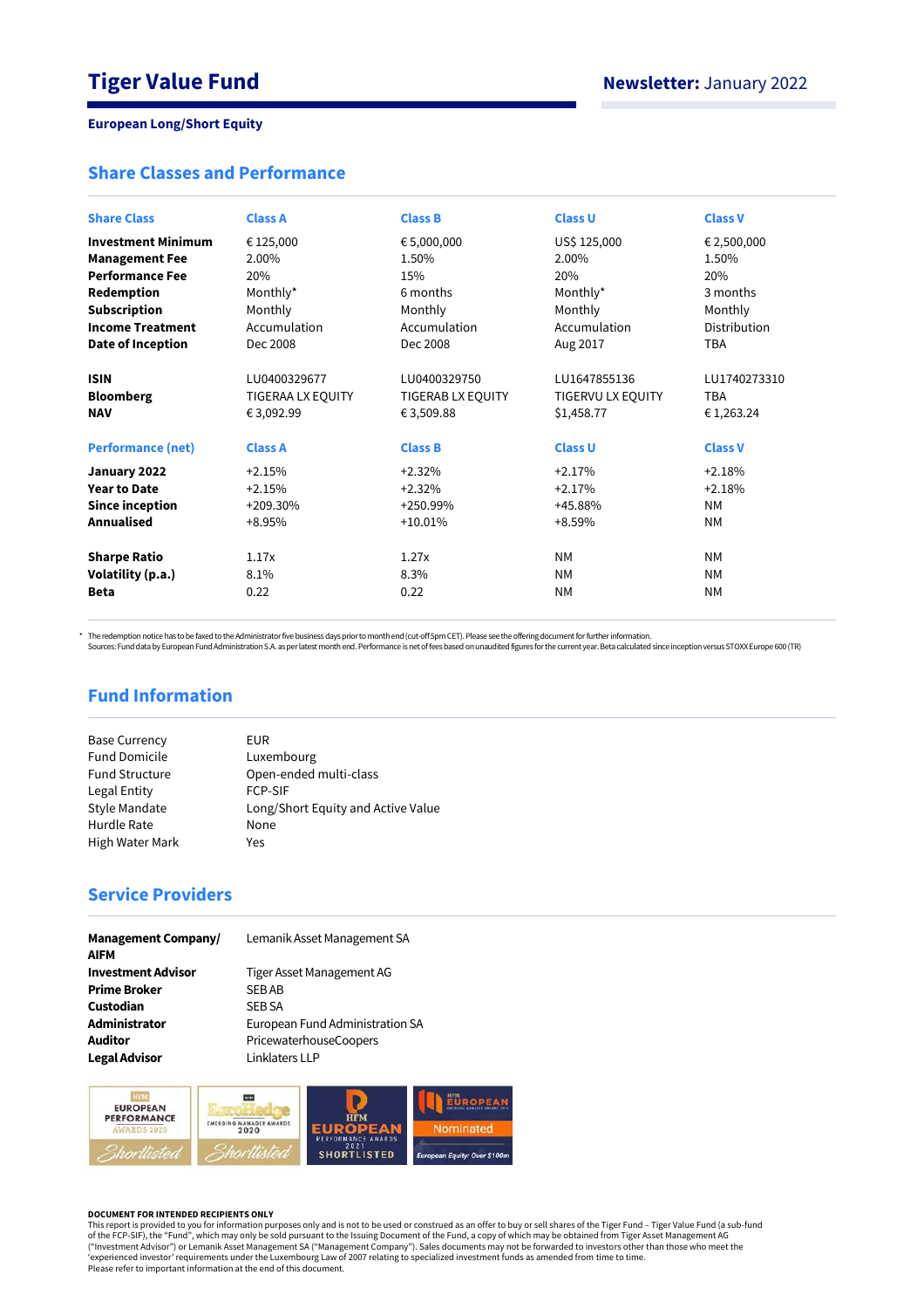# Tiger Value Fund

**Newsletter:** January 2022

**European Long/Short Equity**

## Share Classes and Performance

| Share Class | Class A | Class B | Class U | Class V |
|---|---|---|---|---|
| **Investment Minimum** | € 125,000 | € 5,000,000 | US$ 125,000 | € 2,500,000 |
| **Management Fee** | 2.00% | 1.50% | 2.00% | 1.50% |
| **Performance Fee** | 20% | 15% | 20% | 20% |
| **Redemption** | Monthly* | 6 months | Monthly* | 3 months |
| **Subscription** | Monthly | Monthly | Monthly | Monthly |
| **Income Treatment** | Accumulation | Accumulation | Accumulation | Distribution |
| **Date of Inception** | Dec 2008 | Dec 2008 | Aug 2017 | TBA |
| **ISIN** | LU0400329677 | LU0400329750 | LU1647855136 | LU1740273310 |
| **Bloomberg** | TIGERAA LX EQUITY | TIGERAB LX EQUITY | TIGERVU LX EQUITY | TBA |
| **NAV** | € 3,092.99 | € 3,509.88 | $1,458.77 | € 1,263.24 |

| Performance (net) | Class A | Class B | Class U | Class V |
|---|---|---|---|---|
| **January 2022** | +2.15% | +2.32% | +2.17% | +2.18% |
| **Year to Date** | +2.15% | +2.32% | +2.17% | +2.18% |
| **Since inception** | +209.30% | +250.99% | +45.88% | NM |
| **Annualised** | +8.95% | +10.01% | +8.59% | NM |
| **Sharpe Ratio** | 1.17x | 1.27x | NM | NM |
| **Volatility (p.a.)** | 8.1% | 8.3% | NM | NM |
| **Beta** | 0.22 | 0.22 | NM | NM |

\* The redemption notice has to be faxed to the Administrator five business days prior to month end (cut-off 5pm CET). Please see the offering document for further information.
Sources: Fund data by European Fund Administration S.A. as per latest month end. Performance is net of fees based on unaudited figures for the current year. Beta calculated since inception versus STOXX Europe 600 (TR)

## Fund Information

| | |
|---|---|
| Base Currency | EUR |
| Fund Domicile | Luxembourg |
| Fund Structure | Open-ended multi-class |
| Legal Entity | FCP-SIF |
| Style Mandate | Long/Short Equity and Active Value |
| Hurdle Rate | None |
| High Water Mark | Yes |

## Service Providers

| | |
|---|---|
| **Management Company/ AIFM** | Lemanik Asset Management SA |
| **Investment Advisor** | Tiger Asset Management AG |
| **Prime Broker** | SEB AB |
| **Custodian** | SEB SA |
| **Administrator** | European Fund Administration SA |
| **Auditor** | PricewaterhouseCoopers |
| **Legal Advisor** | Linklaters LLP |

HFM European Performance Awards 2020 – Shortlisted
EuroHedge Emerging Manager Awards 2020 – Shortlisted
HFM European Performance Awards 2021 – Shortlisted
HFM European Emerging Manager Awards 2021 – Nominated – European Equity: Over $100m

**DOCUMENT FOR INTENDED RECIPIENTS ONLY**
This report is provided to you for information purposes only and is not to be used or construed as an offer to buy or sell shares of the Tiger Fund – Tiger Value Fund (a sub-fund of the FCP-SIF), the "Fund", which may only be sold pursuant to the Issuing Document of the Fund, a copy of which may be obtained from Tiger Asset Management AG ("Investment Advisor") or Lemanik Asset Management SA ("Management Company"). Sales documents may not be forwarded to investors other than those who meet the 'experienced investor' requirements under the Luxembourg Law of 2007 relating to specialized investment funds as amended from time to time.
Please refer to important information at the end of this document.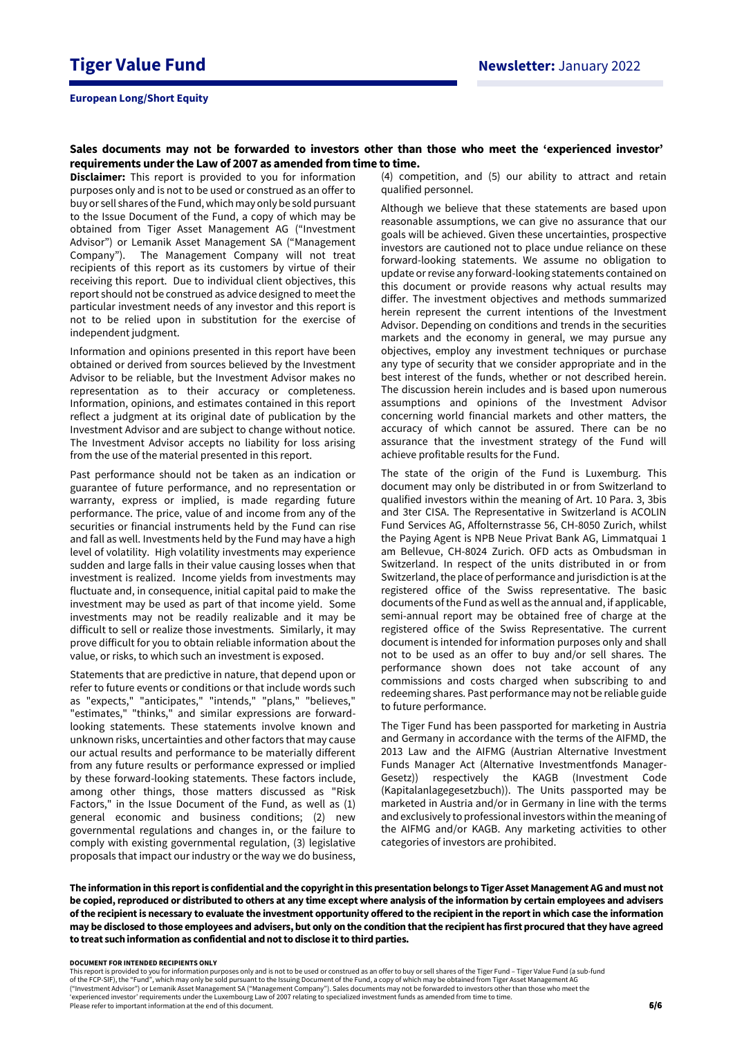**Sales documents may not be forwarded to investors other than those who meet the 'experienced investor' requirements under the Law of 2007 as amended from time to time.**

**Disclaimer:** This report is provided to you for information purposes only and is not to be used or construed as an offer to buy or sell shares of the Fund, which may only be sold pursuant to the Issue Document of the Fund, a copy of which may be obtained from Tiger Asset Management AG ("Investment Advisor") or Lemanik Asset Management SA ("Management Company"). The Management Company will not treat recipients of this report as its customers by virtue of their receiving this report. Due to individual client objectives, this report should not be construed as advice designed to meet the particular investment needs of any investor and this report is not to be relied upon in substitution for the exercise of independent judgment.

Information and opinions presented in this report have been obtained or derived from sources believed by the Investment Advisor to be reliable, but the Investment Advisor makes no representation as to their accuracy or completeness. Information, opinions, and estimates contained in this report reflect a judgment at its original date of publication by the Investment Advisor and are subject to change without notice. The Investment Advisor accepts no liability for loss arising from the use of the material presented in this report.

Past performance should not be taken as an indication or guarantee of future performance, and no representation or warranty, express or implied, is made regarding future performance. The price, value of and income from any of the securities or financial instruments held by the Fund can rise and fall as well. Investments held by the Fund may have a high level of volatility. High volatility investments may experience sudden and large falls in their value causing losses when that investment is realized. Income yields from investments may fluctuate and, in consequence, initial capital paid to make the investment may be used as part of that income yield. Some investments may not be readily realizable and it may be difficult to sell or realize those investments. Similarly, it may prove difficult for you to obtain reliable information about the value, or risks, to which such an investment is exposed.

Statements that are predictive in nature, that depend upon or refer to future events or conditions or that include words such as "expects," "anticipates," "intends," "plans," "believes," "estimates," "thinks," and similar expressions are forward-looking statements. These statements involve known and unknown risks, uncertainties and other factors that may cause our actual results and performance to be materially different from any future results or performance expressed or implied by these forward-looking statements. These factors include, among other things, those matters discussed as "Risk Factors," in the Issue Document of the Fund, as well as (1) general economic and business conditions; (2) new governmental regulations and changes in, or the failure to comply with existing governmental regulation, (3) legislative proposals that impact our industry or the way we do business, (4) competition, and (5) our ability to attract and retain qualified personnel.

Although we believe that these statements are based upon reasonable assumptions, we can give no assurance that our goals will be achieved. Given these uncertainties, prospective investors are cautioned not to place undue reliance on these forward-looking statements. We assume no obligation to update or revise any forward-looking statements contained on this document or provide reasons why actual results may differ. The investment objectives and methods summarized herein represent the current intentions of the Investment Advisor. Depending on conditions and trends in the securities markets and the economy in general, we may pursue any objectives, employ any investment techniques or purchase any type of security that we consider appropriate and in the best interest of the funds, whether or not described herein. The discussion herein includes and is based upon numerous assumptions and opinions of the Investment Advisor concerning world financial markets and other matters, the accuracy of which cannot be assured. There can be no assurance that the investment strategy of the Fund will achieve profitable results for the Fund.

The state of the origin of the Fund is Luxemburg. This document may only be distributed in or from Switzerland to qualified investors within the meaning of Art. 10 Para. 3, 3bis and 3ter CISA. The Representative in Switzerland is ACOLIN Fund Services AG, Affolternstrasse 56, CH-8050 Zurich, whilst the Paying Agent is NPB Neue Privat Bank AG, Limmatquai 1 am Bellevue, CH-8024 Zurich. OFD acts as Ombudsman in Switzerland. In respect of the units distributed in or from Switzerland, the place of performance and jurisdiction is at the registered office of the Swiss representative. The basic documents of the Fund as well as the annual and, if applicable, semi-annual report may be obtained free of charge at the registered office of the Swiss Representative. The current document is intended for information purposes only and shall not to be used as an offer to buy and/or sell shares. The performance shown does not take account of any commissions and costs charged when subscribing to and redeeming shares. Past performance may not be reliable guide to future performance.

The Tiger Fund has been passported for marketing in Austria and Germany in accordance with the terms of the AIFMD, the 2013 Law and the AIFMG (Austrian Alternative Investment Funds Manager Act (Alternative Investmentfonds Manager-Gesetz)) respectively the KAGB (Investment Code (Kapitalanlagegesetzbuch)). The Units passported may be marketed in Austria and/or in Germany in line with the terms and exclusively to professional investors within the meaning of the AIFMG and/or KAGB. Any marketing activities to other categories of investors are prohibited.

**The information in this report is confidential and the copyright in this presentation belongs to Tiger Asset Management AG and must not be copied, reproduced or distributed to others at any time except where analysis of the information by certain employees and advisers of the recipient is necessary to evaluate the investment opportunity offered to the recipient in the report in which case the information may be disclosed to those employees and advisers, but only on the condition that the recipient has first procured that they have agreed to treat such information as confidential and not to disclose it to third parties.**

**DOCUMENT FOR INTENDED RECIPIENTS ONLY**

This report is provided to you for information purposes only and is not to be used or construed as an offer to buy or sell shares of the Tiger Fund – Tiger Value Fund (a sub-fund of the FCP-SIF), the "Fund", which may only be sold pursuant to the Issuing Document of the Fund, a copy of which may be obtained from Tiger Asset Management AG ("Investment Advisor") or Lemanik Asset Management SA ("Management Company"). Sales documents may not be forwarded to investors other than those who meet the 'experienced investor' requirements under the Luxembourg Law of 2007 relating to specialized investment funds as amended from time to time.
Please refer to important information at the end of this document.